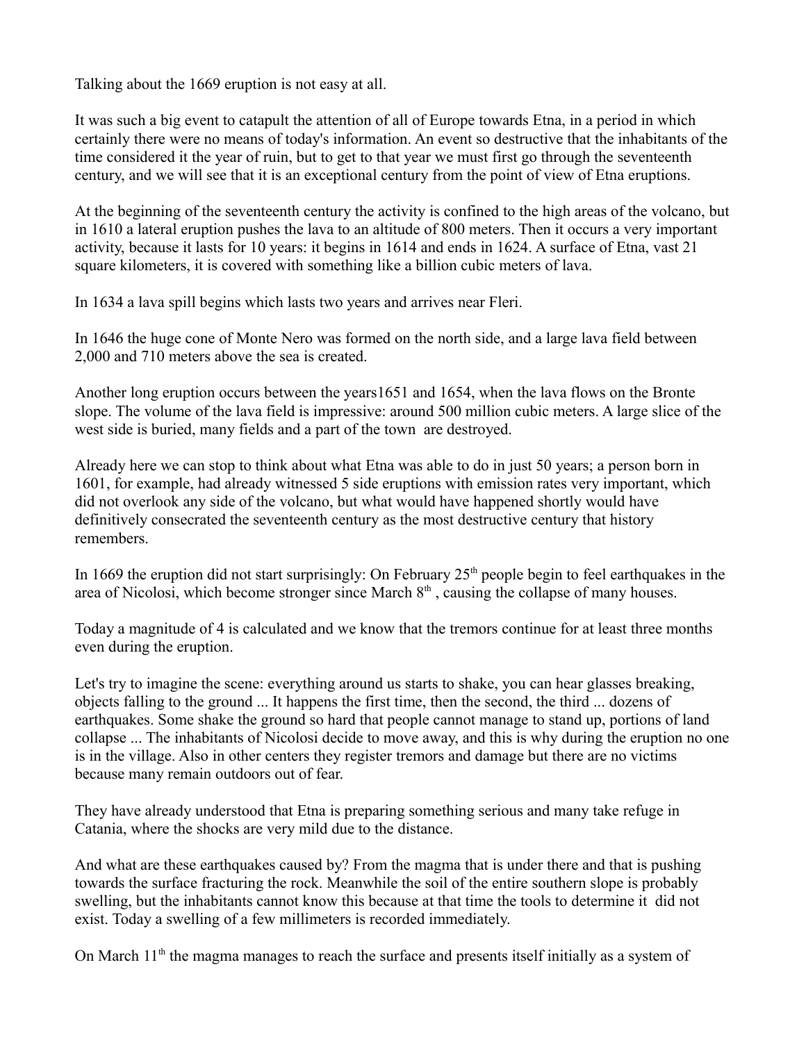Talking about the 1669 eruption is not easy at all.

It was such a big event to catapult the attention of all of Europe towards Etna, in a period in which certainly there were no means of today's information. An event so destructive that the inhabitants of the time considered it the year of ruin, but to get to that year we must first go through the seventeenth century, and we will see that it is an exceptional century from the point of view of Etna eruptions.

At the beginning of the seventeenth century the activity is confined to the high areas of the volcano, but in 1610 a lateral eruption pushes the lava to an altitude of 800 meters. Then it occurs a very important activity, because it lasts for 10 years: it begins in 1614 and ends in 1624. A surface of Etna, vast 21 square kilometers, it is covered with something like a billion cubic meters of lava.

In 1634 a lava spill begins which lasts two years and arrives near Fleri.

In 1646 the huge cone of Monte Nero was formed on the north side, and a large lava field between 2,000 and 710 meters above the sea is created.

Another long eruption occurs between the years1651 and 1654, when the lava flows on the Bronte slope. The volume of the lava field is impressive: around 500 million cubic meters. A large slice of the west side is buried, many fields and a part of the town are destroyed.

Already here we can stop to think about what Etna was able to do in just 50 years; a person born in 1601, for example, had already witnessed 5 side eruptions with emission rates very important, which did not overlook any side of the volcano, but what would have happened shortly would have definitively consecrated the seventeenth century as the most destructive century that history remembers.

In 1669 the eruption did not start surprisingly: On February 25th people begin to feel earthquakes in the area of Nicolosi, which become stronger since March 8th , causing the collapse of many houses.

Today a magnitude of 4 is calculated and we know that the tremors continue for at least three months even during the eruption.

Let's try to imagine the scene: everything around us starts to shake, you can hear glasses breaking, objects falling to the ground ... It happens the first time, then the second, the third ... dozens of earthquakes. Some shake the ground so hard that people cannot manage to stand up, portions of land collapse ... The inhabitants of Nicolosi decide to move away, and this is why during the eruption no one is in the village. Also in other centers they register tremors and damage but there are no victims because many remain outdoors out of fear.

They have already understood that Etna is preparing something serious and many take refuge in Catania, where the shocks are very mild due to the distance.

And what are these earthquakes caused by? From the magma that is under there and that is pushing towards the surface fracturing the rock. Meanwhile the soil of the entire southern slope is probably swelling, but the inhabitants cannot know this because at that time the tools to determine it did not exist. Today a swelling of a few millimeters is recorded immediately.

On March 11th the magma manages to reach the surface and presents itself initially as a system of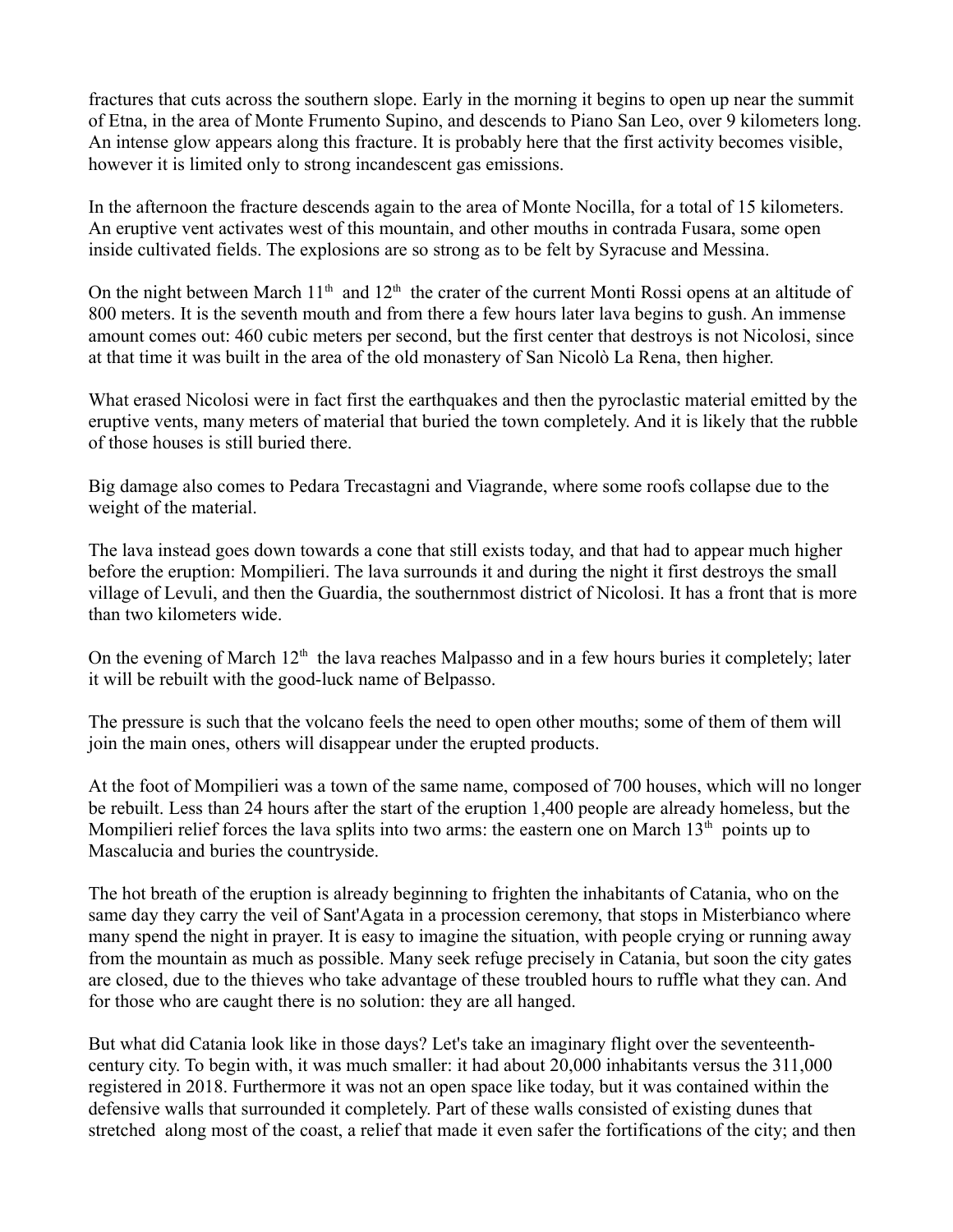fractures that cuts across the southern slope. Early in the morning it begins to open up near the summit of Etna, in the area of Monte Frumento Supino, and descends to Piano San Leo, over 9 kilometers long. An intense glow appears along this fracture. It is probably here that the first activity becomes visible, however it is limited only to strong incandescent gas emissions.

In the afternoon the fracture descends again to the area of Monte Nocilla, for a total of 15 kilometers. An eruptive vent activates west of this mountain, and other mouths in contrada Fusara, some open inside cultivated fields. The explosions are so strong as to be felt by Syracuse and Messina.

On the night between March 11th and 12th the crater of the current Monti Rossi opens at an altitude of 800 meters. It is the seventh mouth and from there a few hours later lava begins to gush. An immense amount comes out: 460 cubic meters per second, but the first center that destroys is not Nicolosi, since at that time it was built in the area of the old monastery of San Nicolò La Rena, then higher.

What erased Nicolosi were in fact first the earthquakes and then the pyroclastic material emitted by the eruptive vents, many meters of material that buried the town completely. And it is likely that the rubble of those houses is still buried there.

Big damage also comes to Pedara Trecastagni and Viagrande, where some roofs collapse due to the weight of the material.

The lava instead goes down towards a cone that still exists today, and that had to appear much higher before the eruption: Mompilieri. The lava surrounds it and during the night it first destroys the small village of Levuli, and then the Guardia, the southernmost district of Nicolosi. It has a front that is more than two kilometers wide.

On the evening of March 12th the lava reaches Malpasso and in a few hours buries it completely; later it will be rebuilt with the good-luck name of Belpasso.

The pressure is such that the volcano feels the need to open other mouths; some of them of them will join the main ones, others will disappear under the erupted products.

At the foot of Mompilieri was a town of the same name, composed of 700 houses, which will no longer be rebuilt. Less than 24 hours after the start of the eruption 1,400 people are already homeless, but the Mompilieri relief forces the lava splits into two arms: the eastern one on March 13th points up to Mascalucia and buries the countryside.

The hot breath of the eruption is already beginning to frighten the inhabitants of Catania, who on the same day they carry the veil of Sant'Agata in a procession ceremony, that stops in Misterbianco where many spend the night in prayer. It is easy to imagine the situation, with people crying or running away from the mountain as much as possible. Many seek refuge precisely in Catania, but soon the city gates are closed, due to the thieves who take advantage of these troubled hours to ruffle what they can. And for those who are caught there is no solution: they are all hanged.

But what did Catania look like in those days? Let's take an imaginary flight over the seventeenth-century city. To begin with, it was much smaller: it had about 20,000 inhabitants versus the 311,000 registered in 2018. Furthermore it was not an open space like today, but it was contained within the defensive walls that surrounded it completely. Part of these walls consisted of existing dunes that stretched along most of the coast, a relief that made it even safer the fortifications of the city; and then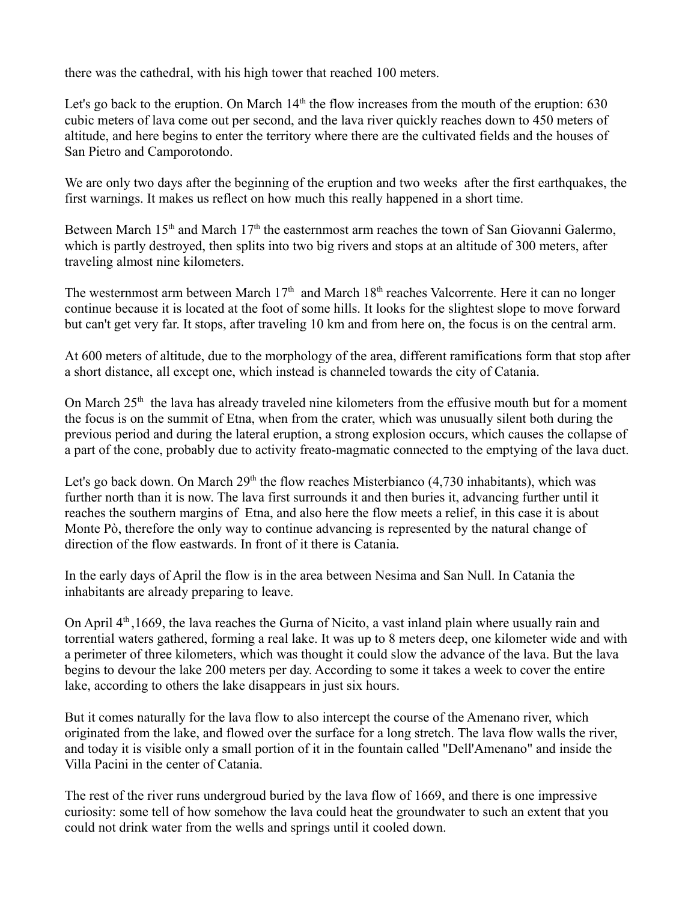there was the cathedral, with his high tower that reached 100 meters.

Let's go back to the eruption. On March 14th the flow increases from the mouth of the eruption: 630 cubic meters of lava come out per second, and the lava river quickly reaches down to 450 meters of altitude, and here begins to enter the territory where there are the cultivated fields and the houses of San Pietro and Camporotondo.

We are only two days after the beginning of the eruption and two weeks after the first earthquakes, the first warnings. It makes us reflect on how much this really happened in a short time.

Between March 15th and March 17th the easternmost arm reaches the town of San Giovanni Galermo, which is partly destroyed, then splits into two big rivers and stops at an altitude of 300 meters, after traveling almost nine kilometers.

The westernmost arm between March 17th and March 18th reaches Valcorrente. Here it can no longer continue because it is located at the foot of some hills. It looks for the slightest slope to move forward but can't get very far. It stops, after traveling 10 km and from here on, the focus is on the central arm.

At 600 meters of altitude, due to the morphology of the area, different ramifications form that stop after a short distance, all except one, which instead is channeled towards the city of Catania.

On March 25th the lava has already traveled nine kilometers from the effusive mouth but for a moment the focus is on the summit of Etna, when from the crater, which was unusually silent both during the previous period and during the lateral eruption, a strong explosion occurs, which causes the collapse of a part of the cone, probably due to activity freato-magmatic connected to the emptying of the lava duct.

Let's go back down. On March 29th the flow reaches Misterbianco (4,730 inhabitants), which was further north than it is now. The lava first surrounds it and then buries it, advancing further until it reaches the southern margins of Etna, and also here the flow meets a relief, in this case it is about Monte Pò, therefore the only way to continue advancing is represented by the natural change of direction of the flow eastwards. In front of it there is Catania.

In the early days of April the flow is in the area between Nesima and San Null. In Catania the inhabitants are already preparing to leave.

On April 4th,1669, the lava reaches the Gurna of Nicito, a vast inland plain where usually rain and torrential waters gathered, forming a real lake. It was up to 8 meters deep, one kilometer wide and with a perimeter of three kilometers, which was thought it could slow the advance of the lava. But the lava begins to devour the lake 200 meters per day. According to some it takes a week to cover the entire lake, according to others the lake disappears in just six hours.

But it comes naturally for the lava flow to also intercept the course of the Amenano river, which originated from the lake, and flowed over the surface for a long stretch. The lava flow walls the river, and today it is visible only a small portion of it in the fountain called "Dell'Amenano" and inside the Villa Pacini in the center of Catania.

The rest of the river runs undergroud buried by the lava flow of 1669, and there is one impressive curiosity: some tell of how somehow the lava could heat the groundwater to such an extent that you could not drink water from the wells and springs until it cooled down.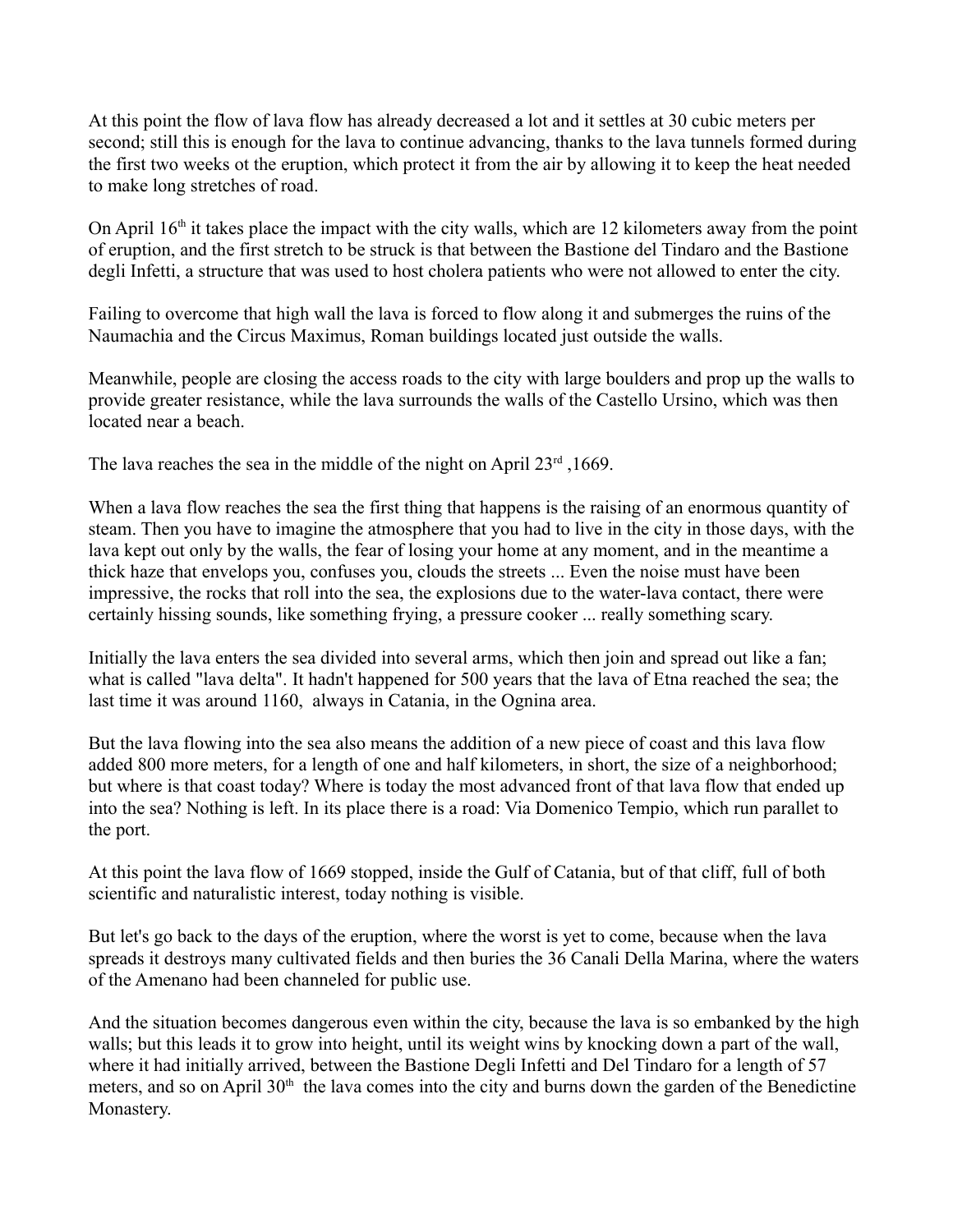At this point the flow of lava flow has already decreased a lot and it settles at 30 cubic meters per second; still this is enough for the lava to continue advancing, thanks to the lava tunnels formed during the first two weeks ot the eruption, which protect it from the air by allowing it to keep the heat needed to make long stretches of road.

On April 16th it takes place the impact with the city walls, which are 12 kilometers away from the point of eruption, and the first stretch to be struck is that between the Bastione del Tindaro and the Bastione degli Infetti, a structure that was used to host cholera patients who were not allowed to enter the city.

Failing to overcome that high wall the lava is forced to flow along it and submerges the ruins of the Naumachia and the Circus Maximus, Roman buildings located just outside the walls.

Meanwhile, people are closing the access roads to the city with large boulders and prop up the walls to provide greater resistance, while the lava surrounds the walls of the Castello Ursino, which was then located near a beach.

The lava reaches the sea in the middle of the night on April 23rd ,1669.

When a lava flow reaches the sea the first thing that happens is the raising of an enormous quantity of steam. Then you have to imagine the atmosphere that you had to live in the city in those days, with the lava kept out only by the walls, the fear of losing your home at any moment, and in the meantime a thick haze that envelops you, confuses you, clouds the streets ... Even the noise must have been impressive, the rocks that roll into the sea, the explosions due to the water-lava contact, there were certainly hissing sounds, like something frying, a pressure cooker ... really something scary.

Initially the lava enters the sea divided into several arms, which then join and spread out like a fan; what is called "lava delta". It hadn't happened for 500 years that the lava of Etna reached the sea; the last time it was around 1160, always in Catania, in the Ognina area.

But the lava flowing into the sea also means the addition of a new piece of coast and this lava flow added 800 more meters, for a length of one and half kilometers, in short, the size of a neighborhood; but where is that coast today? Where is today the most advanced front of that lava flow that ended up into the sea? Nothing is left. In its place there is a road: Via Domenico Tempio, which run parallet to the port.

At this point the lava flow of 1669 stopped, inside the Gulf of Catania, but of that cliff, full of both scientific and naturalistic interest, today nothing is visible.

But let's go back to the days of the eruption, where the worst is yet to come, because when the lava spreads it destroys many cultivated fields and then buries the 36 Canali Della Marina, where the waters of the Amenano had been channeled for public use.

And the situation becomes dangerous even within the city, because the lava is so embanked by the high walls; but this leads it to grow into height, until its weight wins by knocking down a part of the wall, where it had initially arrived, between the Bastione Degli Infetti and Del Tindaro for a length of 57 meters, and so on April 30th the lava comes into the city and burns down the garden of the Benedictine Monastery.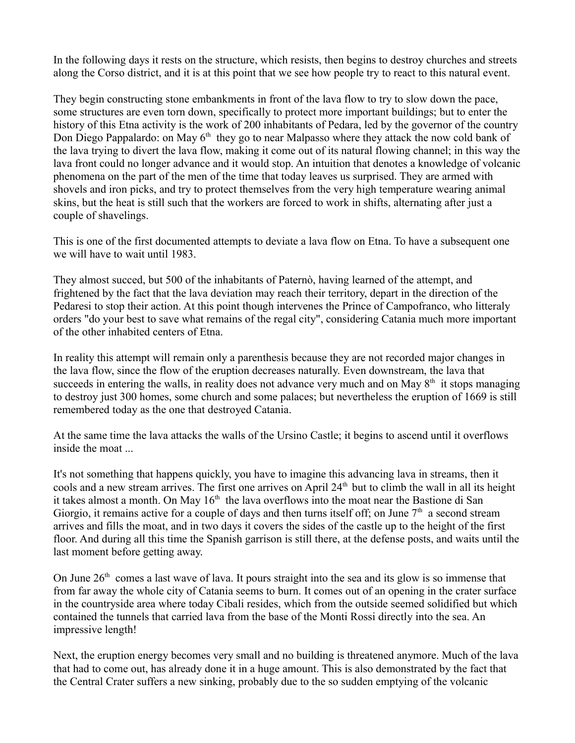In the following days it rests on the structure, which resists, then begins to destroy churches and streets along the Corso district, and it is at this point that we see how people try to react to this natural event.

They begin constructing stone embankments in front of the lava flow to try to slow down the pace, some structures are even torn down, specifically to protect more important buildings; but to enter the history of this Etna activity is the work of 200 inhabitants of Pedara, led by the governor of the country Don Diego Pappalardo: on May 6th they go to near Malpasso where they attack the now cold bank of the lava trying to divert the lava flow, making it come out of its natural flowing channel; in this way the lava front could no longer advance and it would stop. An intuition that denotes a knowledge of volcanic phenomena on the part of the men of the time that today leaves us surprised. They are armed with shovels and iron picks, and try to protect themselves from the very high temperature wearing animal skins, but the heat is still such that the workers are forced to work in shifts, alternating after just a couple of shavelings.

This is one of the first documented attempts to deviate a lava flow on Etna. To have a subsequent one we will have to wait until 1983.

They almost succed, but 500 of the inhabitants of Paternò, having learned of the attempt, and frightened by the fact that the lava deviation may reach their territory, depart in the direction of the Pedaresi to stop their action. At this point though intervenes the Prince of Campofranco, who litteraly orders "do your best to save what remains of the regal city", considering Catania much more important of the other inhabited centers of Etna.

In reality this attempt will remain only a parenthesis because they are not recorded major changes in the lava flow, since the flow of the eruption decreases naturally. Even downstream, the lava that succeeds in entering the walls, in reality does not advance very much and on May 8th it stops managing to destroy just 300 homes, some church and some palaces; but nevertheless the eruption of 1669 is still remembered today as the one that destroyed Catania.

At the same time the lava attacks the walls of the Ursino Castle; it begins to ascend until it overflows inside the moat ...

It's not something that happens quickly, you have to imagine this advancing lava in streams, then it cools and a new stream arrives. The first one arrives on April 24th but to climb the wall in all its height it takes almost a month. On May 16th the lava overflows into the moat near the Bastione di San Giorgio, it remains active for a couple of days and then turns itself off; on June 7th a second stream arrives and fills the moat, and in two days it covers the sides of the castle up to the height of the first floor. And during all this time the Spanish garrison is still there, at the defense posts, and waits until the last moment before getting away.

On June 26th comes a last wave of lava. It pours straight into the sea and its glow is so immense that from far away the whole city of Catania seems to burn. It comes out of an opening in the crater surface in the countryside area where today Cibali resides, which from the outside seemed solidified but which contained the tunnels that carried lava from the base of the Monti Rossi directly into the sea. An impressive length!

Next, the eruption energy becomes very small and no building is threatened anymore. Much of the lava that had to come out, has already done it in a huge amount. This is also demonstrated by the fact that the Central Crater suffers a new sinking, probably due to the so sudden emptying of the volcanic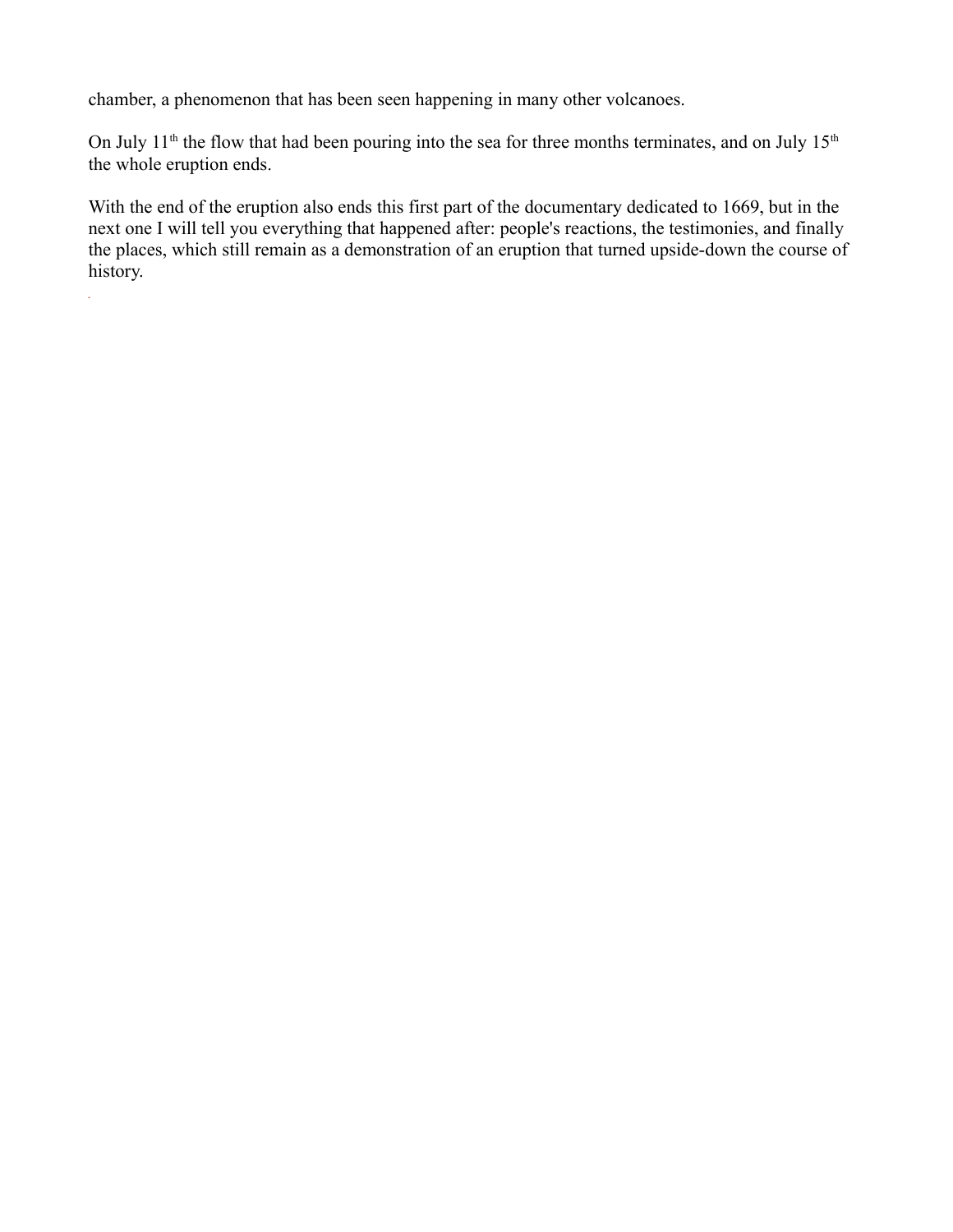chamber, a phenomenon that has been seen happening in many other volcanoes.

On July 11th the flow that had been pouring into the sea for three months terminates, and on July 15th the whole eruption ends.

With the end of the eruption also ends this first part of the documentary dedicated to 1669, but in the next one I will tell you everything that happened after: people's reactions, the testimonies, and finally the places, which still remain as a demonstration of an eruption that turned upside-down the course of history.